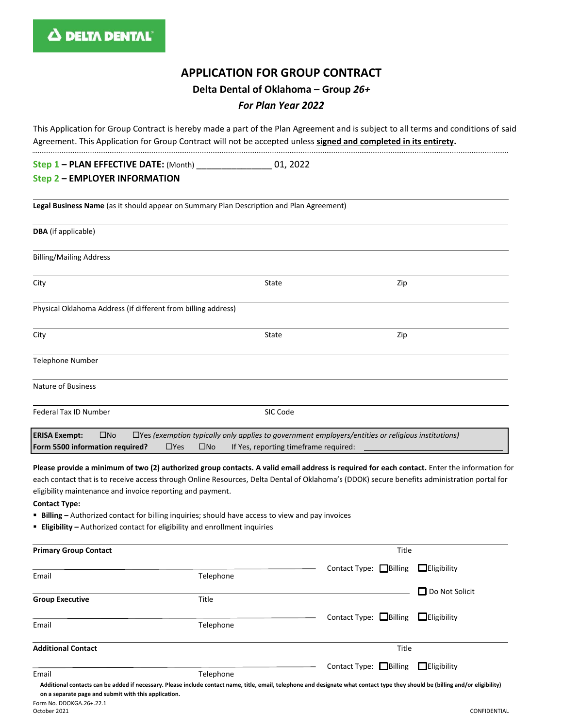DELTA DENTAL

# APPLICATION FOR GROUP CONTRACT

## Delta Dental of Oklahoma – Group *26+*

### *For Plan Year 2022*

This Application for Group Contract is hereby made a part of the Plan Agreement and is subject to all terms and conditions of said Agreement. This Application for Group Contract will not be accepted unless **signed and completed in its entirety.**

**Step 1 – PLAN EFFECTIVE DATE:** (Month) _______________ 01, 2022

**Step 2 – EMPLOYER INFORMATION**

**Legal Business Name** (as it should appear on Summary Plan Description and Plan Agreement)

**DBA** (if applicable)

Billing/Mailing Address

| City | State | Zip |
|---|---|---|

Physical Oklahoma Address (if different from billing address)

| City | State | Zip |
|---|---|---|

Telephone Number

Nature of Business

| Federal Tax ID Number | SIC Code |
|---|---|

**ERISA Exempt:** ☐No ☐Yes *(exemption typically only applies to government employers/entities or religious institutions)*
**Form 5500 information required?** ☐Yes ☐No If Yes, reporting timeframe required: ____________________

**Please provide a minimum of two (2) authorized group contacts. A valid email address is required for each contact.** Enter the information for each contact that is to receive access through Online Resources, Delta Dental of Oklahoma's (DDOK) secure benefits administration portal for eligibility maintenance and invoice reporting and payment.

**Contact Type:**

- **Billing –** Authorized contact for billing inquiries; should have access to view and pay invoices
- **Eligibility –** Authorized contact for eligibility and enrollment inquiries

| **Primary Group Contact** | | Title |
|---|---|---|
| Email | Telephone | Contact Type: ☐Billing ☐Eligibility |
| | | ☐ Do Not Solicit |
| **Group Executive** | Title | |
| Email | Telephone | Contact Type: ☐Billing ☐Eligibility |
| **Additional Contact** | | Title |
| Email | Telephone | Contact Type: ☐Billing ☐Eligibility |

**Additional contacts can be added if necessary. Please include contact name, title, email, telephone and designate what contact type they should be (billing and/or eligibility) on a separate page and submit with this application.**

Form No. DDOKGA.26+.22.1
October 2021

CONFIDENTIAL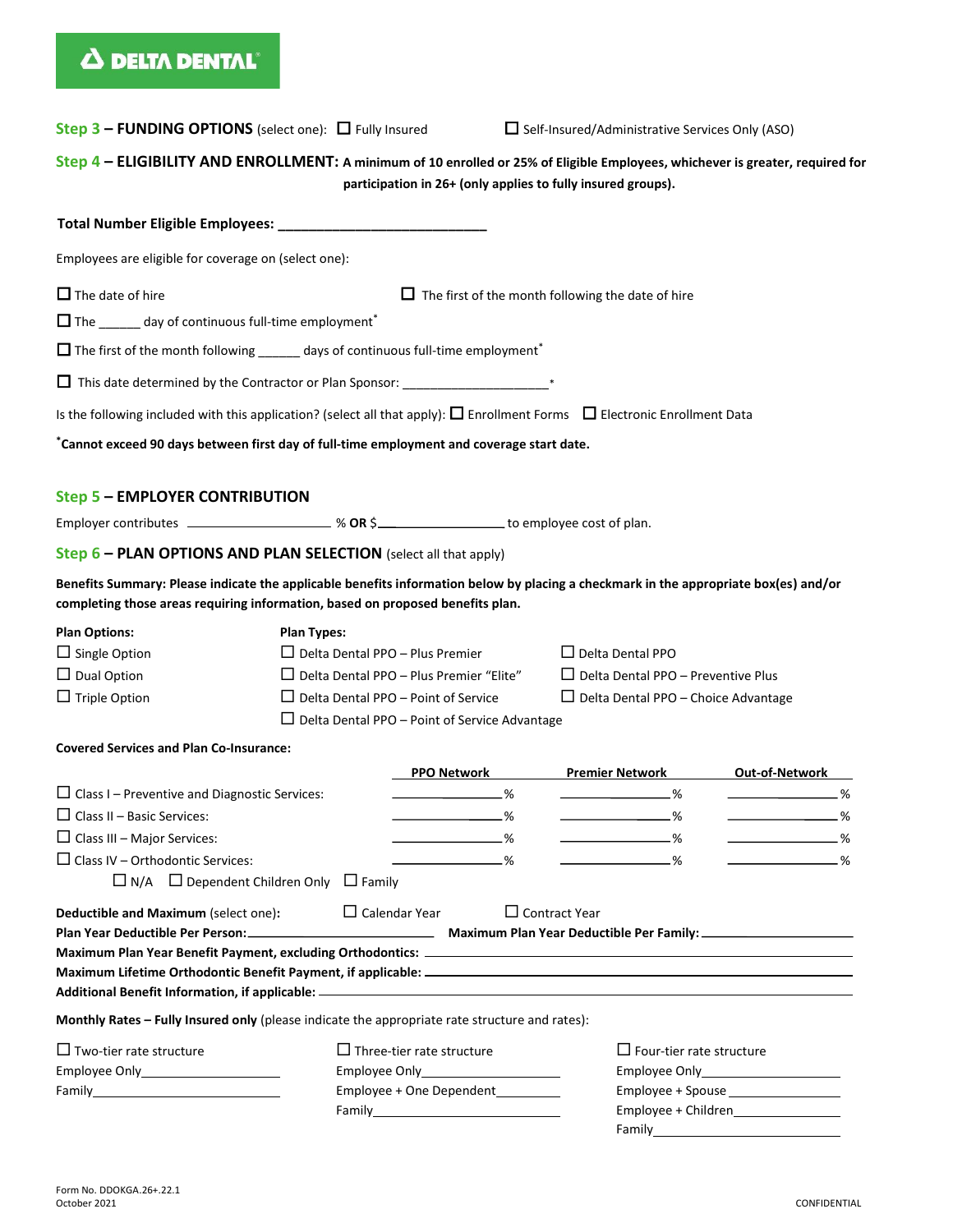**DELTA DENTAL**

**Step 3 – FUNDING OPTIONS** (select one): ☐ Fully Insured ☐ Self-Insured/Administrative Services Only (ASO)

**Step 4 – ELIGIBILITY AND ENROLLMENT: A minimum of 10 enrolled or 25% of Eligible Employees, whichever is greater, required for participation in 26+ (only applies to fully insured groups).**

**Total Number Eligible Employees: ___________________________**

Employees are eligible for coverage on (select one):

☐ The date of hire ☐ The first of the month following the date of hire

☐ The ______ day of continuous full-time employment*

☐ The first of the month following ______ days of continuous full-time employment*

☐ This date determined by the Contractor or Plan Sponsor: ____________________*

Is the following included with this application? (select all that apply): ☐ Enrollment Forms ☐ Electronic Enrollment Data

***Cannot exceed 90 days between first day of full-time employment and coverage start date.**

**Step 5 – EMPLOYER CONTRIBUTION**

Employer contributes ____________________ % **OR** $________________ to employee cost of plan.

**Step 6 – PLAN OPTIONS AND PLAN SELECTION** (select all that apply)

**Benefits Summary: Please indicate the applicable benefits information below by placing a checkmark in the appropriate box(es) and/or completing those areas requiring information, based on proposed benefits plan.**

**Plan Options:**

☐ Single Option
☐ Dual Option
☐ Triple Option

**Plan Types:**

☐ Delta Dental PPO – Plus Premier
☐ Delta Dental PPO – Plus Premier "Elite"
☐ Delta Dental PPO – Point of Service
☐ Delta Dental PPO – Point of Service Advantage
☐ Delta Dental PPO
☐ Delta Dental PPO – Preventive Plus
☐ Delta Dental PPO – Choice Advantage

**Covered Services and Plan Co-Insurance:**

| | PPO Network | Premier Network | Out-of-Network |
|---|---|---|---|
| ☐ Class I – Preventive and Diagnostic Services: | ________% | ________% | ________% |
| ☐ Class II – Basic Services: | ________% | ________% | ________% |
| ☐ Class III – Major Services: | ________% | ________% | ________% |
| ☐ Class IV – Orthodontic Services: | ________% | ________% | ________% |

☐ N/A ☐ Dependent Children Only ☐ Family

**Deductible and Maximum** (select one): ☐ Calendar Year ☐ Contract Year

**Plan Year Deductible Per Person:** ____________________ **Maximum Plan Year Deductible Per Family:** ____________________

**Maximum Plan Year Benefit Payment, excluding Orthodontics:** ____________________

**Maximum Lifetime Orthodontic Benefit Payment, if applicable:** ____________________

**Additional Benefit Information, if applicable:** ____________________

**Monthly Rates – Fully Insured only** (please indicate the appropriate rate structure and rates):

☐ Two-tier rate structure
Employee Only____________________
Family____________________

☐ Three-tier rate structure
Employee Only____________________
Employee + One Dependent____________________
Family____________________

☐ Four-tier rate structure
Employee Only____________________
Employee + Spouse____________________
Employee + Children____________________
Family____________________

Form No. DDOKGA.26+.22.1
October 2021

CONFIDENTIAL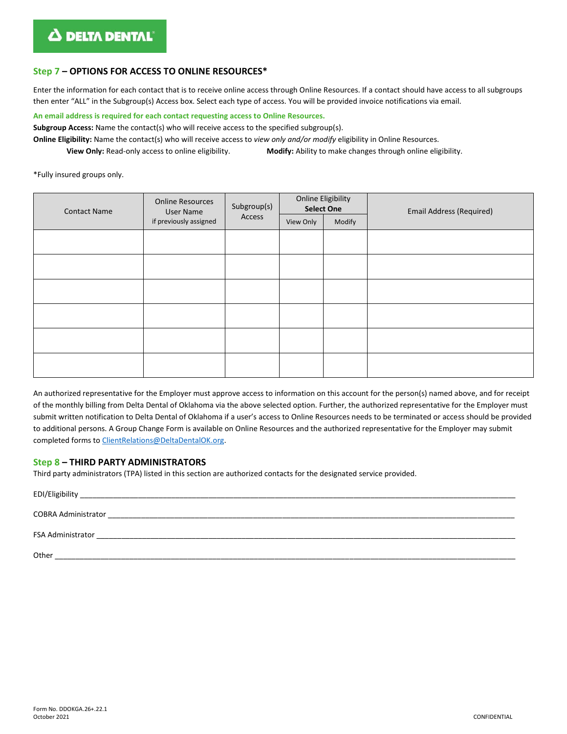**DELTA DENTAL**

## Step 7 – OPTIONS FOR ACCESS TO ONLINE RESOURCES*

Enter the information for each contact that is to receive online access through Online Resources. If a contact should have access to all subgroups then enter "ALL" in the Subgroup(s) Access box. Select each type of access. You will be provided invoice notifications via email.

**An email address is required for each contact requesting access to Online Resources.**

**Subgroup Access:** Name the contact(s) who will receive access to the specified subgroup(s).

**Online Eligibility:** Name the contact(s) who will receive access to *view only and/or modify* eligibility in Online Resources.

**View Only:** Read-only access to online eligibility. **Modify:** Ability to make changes through online eligibility.

*Fully insured groups only.

| Contact Name | Online Resources User Name if previously assigned | Subgroup(s) Access | Online Eligibility **Select One** | | Email Address (Required) |
|---|---|---|---|---|---|
| | | | View Only | Modify | |
| | | | | | |
| | | | | | |
| | | | | | |
| | | | | | |
| | | | | | |
| | | | | | |

An authorized representative for the Employer must approve access to information on this account for the person(s) named above, and for receipt of the monthly billing from Delta Dental of Oklahoma via the above selected option. Further, the authorized representative for the Employer must submit written notification to Delta Dental of Oklahoma if a user's access to Online Resources needs to be terminated or access should be provided to additional persons. A Group Change Form is available on Online Resources and the authorized representative for the Employer may submit completed forms to ClientRelations@DeltaDentalOK.org.

## Step 8 – THIRD PARTY ADMINISTRATORS

Third party administrators (TPA) listed in this section are authorized contacts for the designated service provided.

EDI/Eligibility ____________________________________________

COBRA Administrator ____________________________________________

FSA Administrator ____________________________________________

Other ____________________________________________

Form No. DDOKGA.26+.22.1
October 2021

CONFIDENTIAL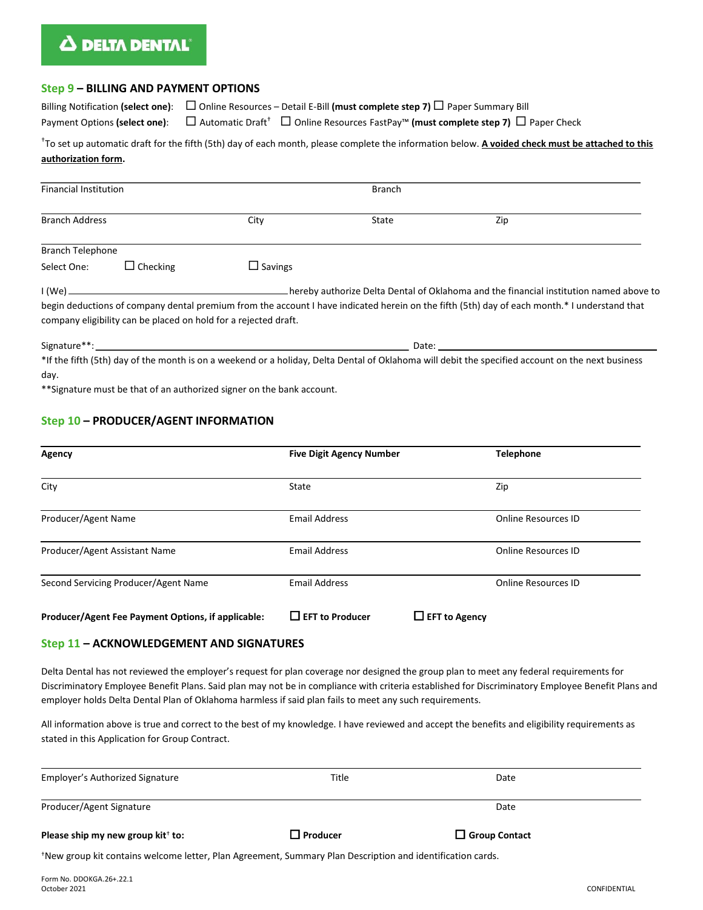DELTA DENTAL

## Step 9 – BILLING AND PAYMENT OPTIONS

Billing Notification **(select one)**: ☐ Online Resources – Detail E-Bill **(must complete step 7)** ☐ Paper Summary Bill

Payment Options **(select one)**: ☐ Automatic Draft† ☐ Online Resources FastPay™ **(must complete step 7)** ☐ Paper Check

†To set up automatic draft for the fifth (5th) day of each month, please complete the information below. **A voided check must be attached to this authorization form.**

| | | | |
|---|---|---|---|
| Financial Institution | | Branch | |
| Branch Address | City | State | Zip |
| Branch Telephone | | | |

Select One: ☐ Checking ☐ Savings

I (We) ______________________________ hereby authorize Delta Dental of Oklahoma and the financial institution named above to begin deductions of company dental premium from the account I have indicated herein on the fifth (5th) day of each month.* I understand that company eligibility can be placed on hold for a rejected draft.

Signature**: ______________________________ Date: ______________________________

*If the fifth (5th) day of the month is on a weekend or a holiday, Delta Dental of Oklahoma will debit the specified account on the next business day.

**Signature must be that of an authorized signer on the bank account.

## Step 10 – PRODUCER/AGENT INFORMATION

| | | |
|---|---|---|
| **Agency** | **Five Digit Agency Number** | **Telephone** |
| City | State | Zip |
| Producer/Agent Name | Email Address | Online Resources ID |
| Producer/Agent Assistant Name | Email Address | Online Resources ID |
| Second Servicing Producer/Agent Name | Email Address | Online Resources ID |

**Producer/Agent Fee Payment Options, if applicable:** ☐ **EFT to Producer** ☐ **EFT to Agency**

## Step 11 – ACKNOWLEDGEMENT AND SIGNATURES

Delta Dental has not reviewed the employer's request for plan coverage nor designed the group plan to meet any federal requirements for Discriminatory Employee Benefit Plans. Said plan may not be in compliance with criteria established for Discriminatory Employee Benefit Plans and employer holds Delta Dental Plan of Oklahoma harmless if said plan fails to meet any such requirements.

All information above is true and correct to the best of my knowledge. I have reviewed and accept the benefits and eligibility requirements as stated in this Application for Group Contract.

| | | |
|---|---|---|
| Employer's Authorized Signature | Title | Date |
| Producer/Agent Signature | | Date |

**Please ship my new group kit† to:** ☐ **Producer** ☐ **Group Contact**

†New group kit contains welcome letter, Plan Agreement, Summary Plan Description and identification cards.

Form No. DDOKGA.26+.22.1
October 2021

CONFIDENTIAL